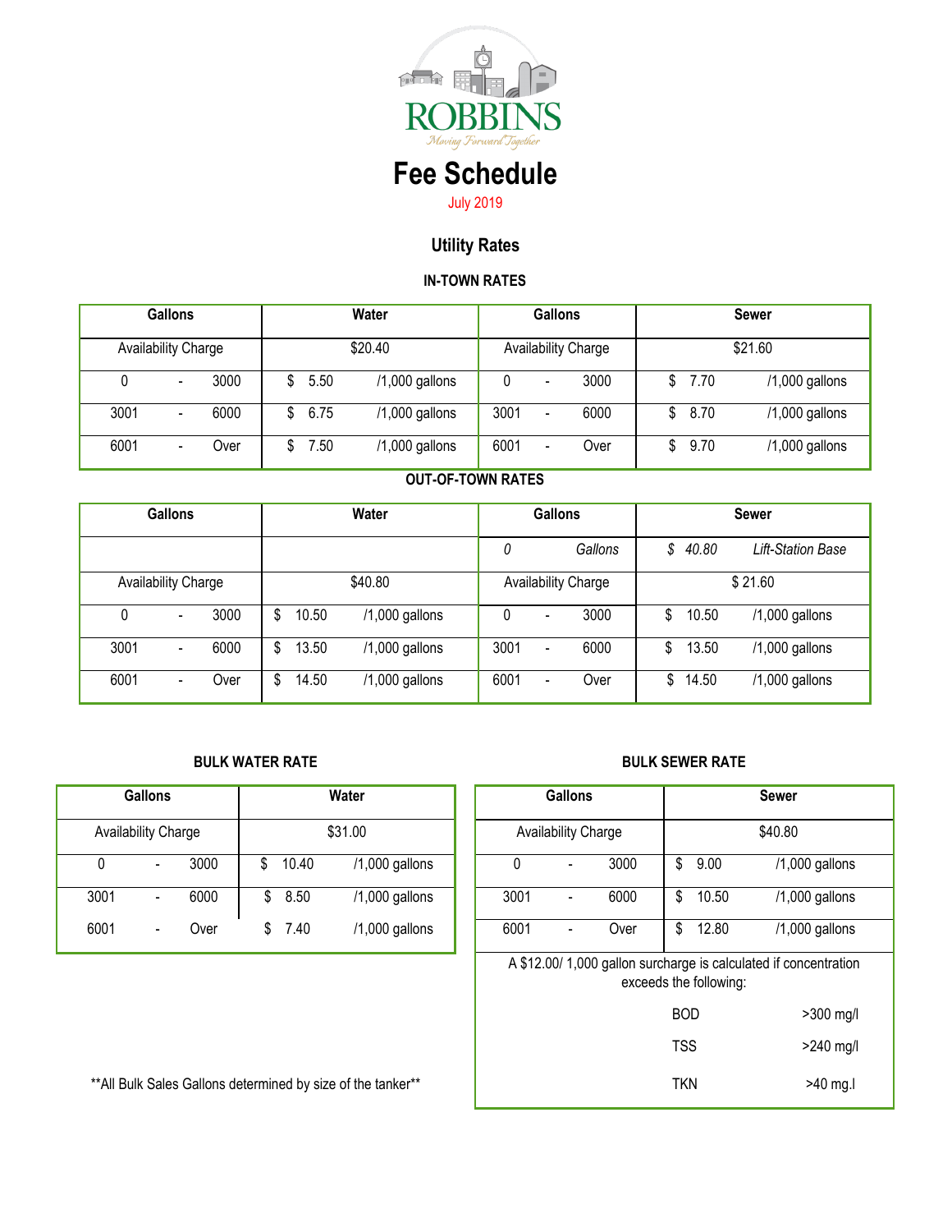ROBBINS

*Moving Forward Together*

# Fee Schedule

July 2019

## Utility Rates

### IN-TOWN RATES

| Gallons | Water | Gallons | Sewer |
|---|---|---|---|
| Availability Charge | $20.40 | Availability Charge | $21.60 |
| 0 - 3000 | $ 5.50 /1,000 gallons | 0 - 3000 | $ 7.70 /1,000 gallons |
| 3001 - 6000 | $ 6.75 /1,000 gallons | 3001 - 6000 | $ 8.70 /1,000 gallons |
| 6001 - Over | $ 7.50 /1,000 gallons | 6001 - Over | $ 9.70 /1,000 gallons |

### OUT-OF-TOWN RATES

| Gallons | Water | Gallons | Sewer |
|---|---|---|---|
| | | *0 Gallons* | *$ 40.80 Lift-Station Base* |
| Availability Charge | $40.80 | Availability Charge | $ 21.60 |
| 0 - 3000 | $ 10.50 /1,000 gallons | 0 - 3000 | $ 10.50 /1,000 gallons |
| 3001 - 6000 | $ 13.50 /1,000 gallons | 3001 - 6000 | $ 13.50 /1,000 gallons |
| 6001 - Over | $ 14.50 /1,000 gallons | 6001 - Over | $ 14.50 /1,000 gallons |

### BULK WATER RATE

| Gallons | Water |
|---|---|
| Availability Charge | $31.00 |
| 0 - 3000 | $ 10.40 /1,000 gallons |
| 3001 - 6000 | $ 8.50 /1,000 gallons |
| 6001 - Over | $ 7.40 /1,000 gallons |

**All Bulk Sales Gallons determined by size of the tanker**

### BULK SEWER RATE

| Gallons | Sewer |
|---|---|
| Availability Charge | $40.80 |
| 0 - 3000 | $ 9.00 /1,000 gallons |
| 3001 - 6000 | $ 10.50 /1,000 gallons |
| 6001 - Over | $ 12.80 /1,000 gallons |

A $12.00/ 1,000 gallon surcharge is calculated if concentration exceeds the following:

| | |
|---|---|
| BOD | >300 mg/l |
| TSS | >240 mg/l |
| TKN | >40 mg.l |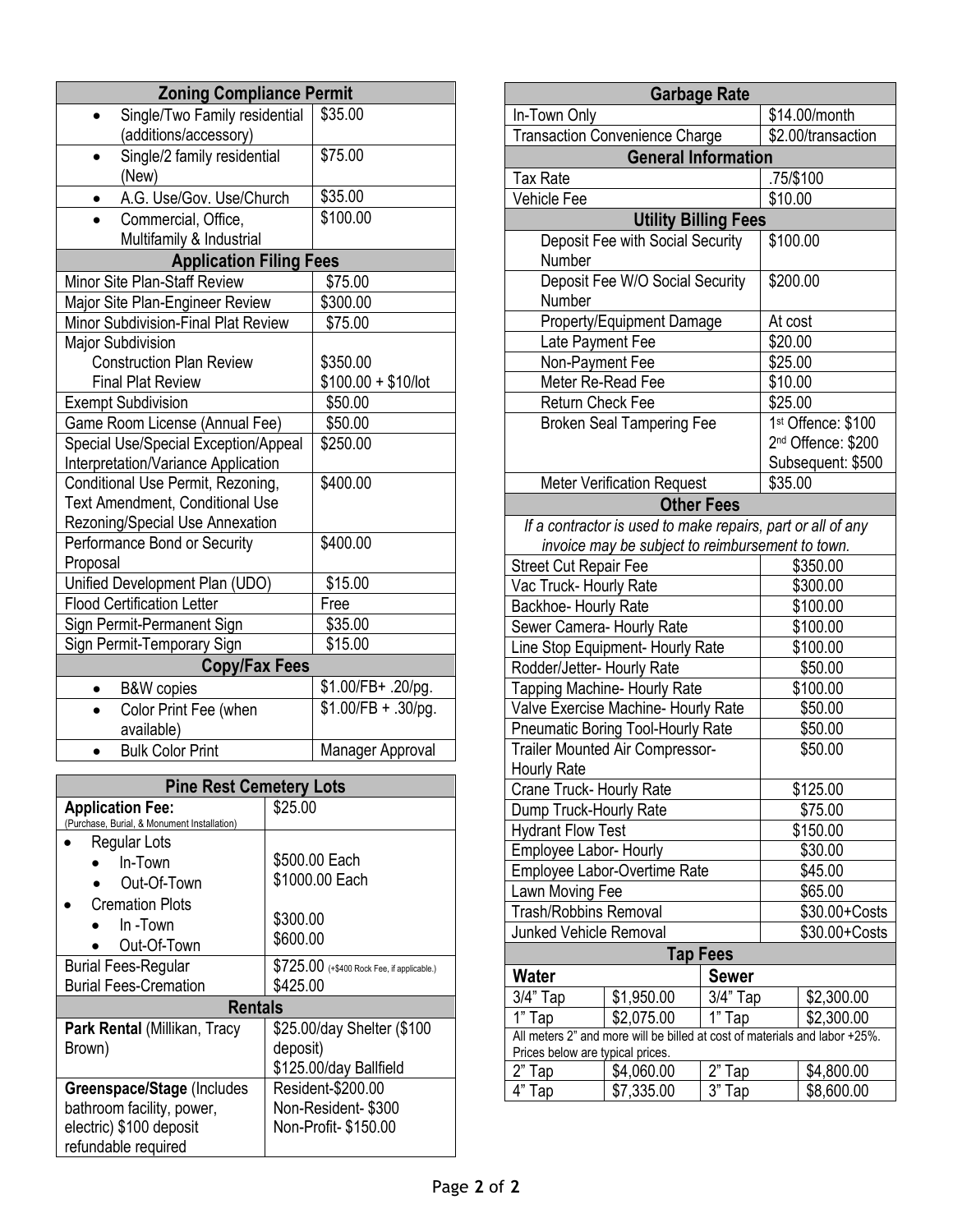| Zoning Compliance Permit | |
|---|---|
| • Single/Two Family residential (additions/accessory) | $35.00 |
| • Single/2 family residential (New) | $75.00 |
| • A.G. Use/Gov. Use/Church | $35.00 |
| • Commercial, Office, Multifamily & Industrial | $100.00 |
| **Application Filing Fees** | |
| Minor Site Plan-Staff Review | $75.00 |
| Major Site Plan-Engineer Review | $300.00 |
| Minor Subdivision-Final Plat Review | $75.00 |
| Major Subdivision<br>Construction Plan Review<br>Final Plat Review | <br>$350.00<br>$100.00 + $10/lot |
| Exempt Subdivision | $50.00 |
| Game Room License (Annual Fee) | $50.00 |
| Special Use/Special Exception/Appeal Interpretation/Variance Application | $250.00 |
| Conditional Use Permit, Rezoning, Text Amendment, Conditional Use Rezoning/Special Use Annexation | $400.00 |
| Performance Bond or Security Proposal | $400.00 |
| Unified Development Plan (UDO) | $15.00 |
| Flood Certification Letter | Free |
| Sign Permit-Permanent Sign | $35.00 |
| Sign Permit-Temporary Sign | $15.00 |
| **Copy/Fax Fees** | |
| • B&W copies | $1.00/FB+ .20/pg. |
| • Color Print Fee (when available) | $1.00/FB + .30/pg. |
| • Bulk Color Print | Manager Approval |

| Pine Rest Cemetery Lots | |
|---|---|
| **Application Fee:** (Purchase, Burial, & Monument Installation) | $25.00 |
| • Regular Lots<br>• In-Town<br>• Out-Of-Town<br>• Cremation Plots<br>• In -Town<br>• Out-Of-Town | <br>$500.00 Each<br>$1000.00 Each<br><br>$300.00<br>$600.00 |
| Burial Fees-Regular<br>Burial Fees-Cremation | $725.00 (+$400 Rock Fee, if applicable.)<br>$425.00 |
| **Rentals** | |
| **Park Rental** (Millikan, Tracy Brown) | $25.00/day Shelter ($100 deposit)<br>$125.00/day Ballfield |
| **Greenspace/Stage** (Includes bathroom facility, power, electric) $100 deposit refundable required | Resident-$200.00<br>Non-Resident- $300<br>Non-Profit- $150.00 |

| Garbage Rate | |
|---|---|
| In-Town Only | $14.00/month |
| Transaction Convenience Charge | $2.00/transaction |
| **General Information** | |
| Tax Rate | .75/$100 |
| Vehicle Fee | $10.00 |
| **Utility Billing Fees** | |
| Deposit Fee with Social Security Number | $100.00 |
| Deposit Fee W/O Social Security Number | $200.00 |
| Property/Equipment Damage | At cost |
| Late Payment Fee | $20.00 |
| Non-Payment Fee | $25.00 |
| Meter Re-Read Fee | $10.00 |
| Return Check Fee | $25.00 |
| Broken Seal Tampering Fee | 1st Offence: $100<br>2nd Offence: $200<br>Subsequent: $500 |
| Meter Verification Request | $35.00 |
| **Other Fees** | |
| *If a contractor is used to make repairs, part or all of any invoice may be subject to reimbursement to town.* | |
| Street Cut Repair Fee | $350.00 |
| Vac Truck- Hourly Rate | $300.00 |
| Backhoe- Hourly Rate | $100.00 |
| Sewer Camera- Hourly Rate | $100.00 |
| Line Stop Equipment- Hourly Rate | $100.00 |
| Rodder/Jetter- Hourly Rate | $50.00 |
| Tapping Machine- Hourly Rate | $100.00 |
| Valve Exercise Machine- Hourly Rate | $50.00 |
| Pneumatic Boring Tool-Hourly Rate | $50.00 |
| Trailer Mounted Air Compressor- Hourly Rate | $50.00 |
| Crane Truck- Hourly Rate | $125.00 |
| Dump Truck-Hourly Rate | $75.00 |
| Hydrant Flow Test | $150.00 |
| Employee Labor- Hourly | $30.00 |
| Employee Labor-Overtime Rate | $45.00 |
| Lawn Moving Fee | $65.00 |
| Trash/Robbins Removal | $30.00+Costs |
| Junked Vehicle Removal | $30.00+Costs |

| Tap Fees | | | |
|---|---|---|---|
| **Water** | | **Sewer** | |
| 3/4" Tap | $1,950.00 | 3/4" Tap | $2,300.00 |
| 1" Tap | $2,075.00 | 1" Tap | $2,300.00 |
| All meters 2" and more will be billed at cost of materials and labor +25%. Prices below are typical prices. | | | |
| 2" Tap | $4,060.00 | 2" Tap | $4,800.00 |
| 4" Tap | $7,335.00 | 3" Tap | $8,600.00 |